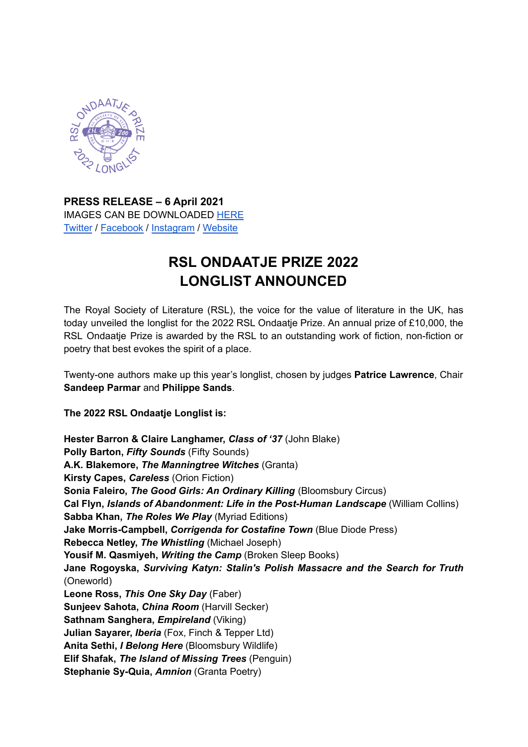**PRESS RELEASE – 6 April 2021**
IMAGES CAN BE DOWNLOADED HERE
Twitter / Facebook / Instagram / Website

# RSL ONDAATJE PRIZE 2022 LONGLIST ANNOUNCED

The Royal Society of Literature (RSL), the voice for the value of literature in the UK, has today unveiled the longlist for the 2022 RSL Ondaatje Prize. An annual prize of £10,000, the RSL Ondaatje Prize is awarded by the RSL to an outstanding work of fiction, non-fiction or poetry that best evokes the spirit of a place.

Twenty-one authors make up this year's longlist, chosen by judges **Patrice Lawrence**, Chair **Sandeep Parmar** and **Philippe Sands**.

**The 2022 RSL Ondaatje Longlist is:**

**Hester Barron & Claire Langhamer,** ***Class of '37*** (John Blake)
**Polly Barton,** ***Fifty Sounds*** (Fifty Sounds)
**A.K. Blakemore,** ***The Manningtree Witches*** (Granta)
**Kirsty Capes,** ***Careless*** (Orion Fiction)
**Sonia Faleiro,** ***The Good Girls: An Ordinary Killing*** (Bloomsbury Circus)
**Cal Flyn,** ***Islands of Abandonment: Life in the Post-Human Landscape*** (William Collins)
**Sabba Khan,** ***The Roles We Play*** (Myriad Editions)
**Jake Morris-Campbell,** ***Corrigenda for Costafine Town*** (Blue Diode Press)
**Rebecca Netley,** ***The Whistling*** (Michael Joseph)
**Yousif M. Qasmiyeh,** ***Writing the Camp*** (Broken Sleep Books)
**Jane Rogoyska,** ***Surviving Katyn: Stalin's Polish Massacre and the Search for Truth*** (Oneworld)
**Leone Ross,** ***This One Sky Day*** (Faber)
**Sunjeev Sahota,** ***China Room*** (Harvill Secker)
**Sathnam Sanghera,** ***Empireland*** (Viking)
**Julian Sayarer,** ***Iberia*** (Fox, Finch & Tepper Ltd)
**Anita Sethi,** ***I Belong Here*** (Bloomsbury Wildlife)
**Elif Shafak,** ***The Island of Missing Trees*** (Penguin)
**Stephanie Sy-Quia,** ***Amnion*** (Granta Poetry)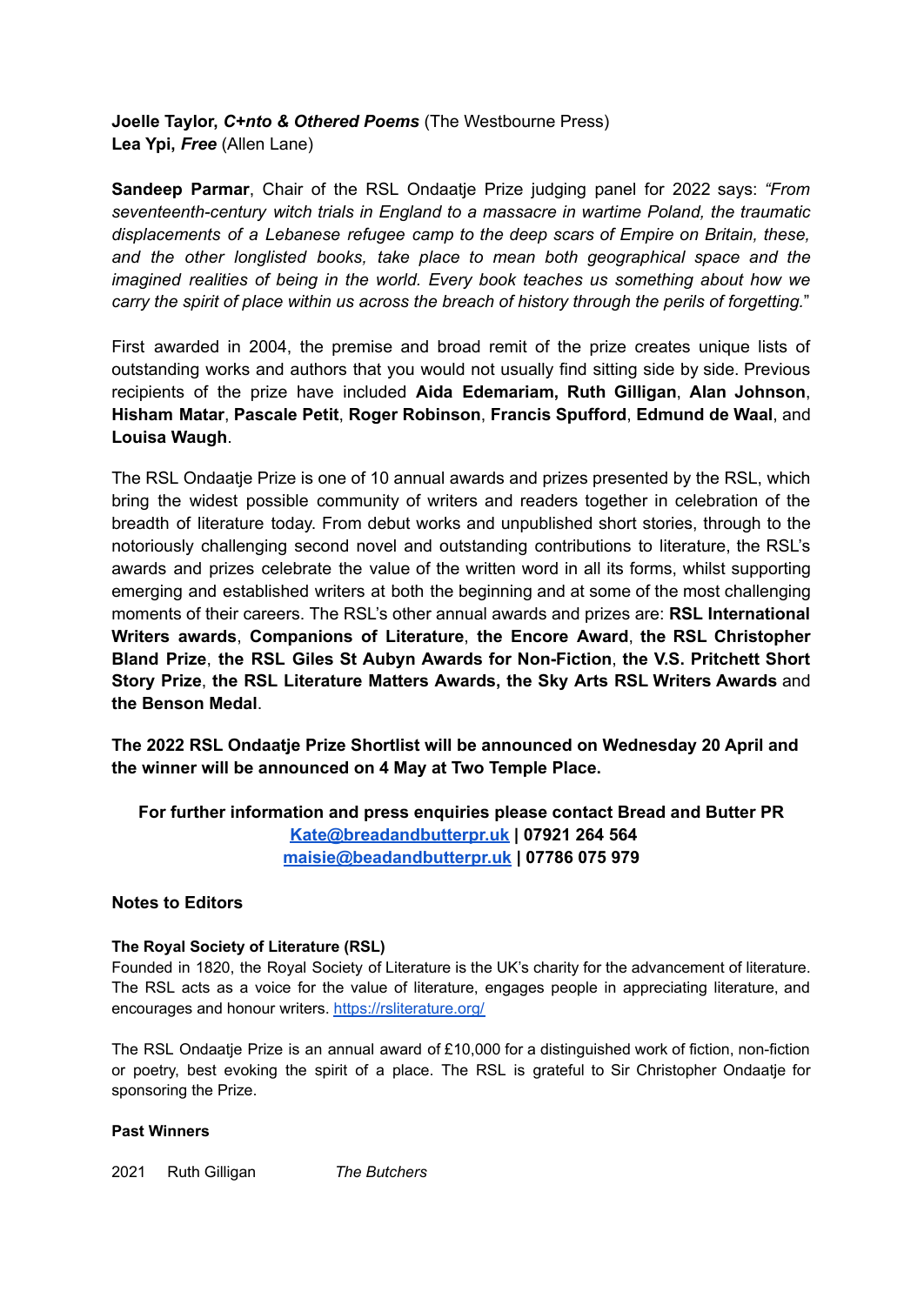**Joelle Taylor, *C+nto & Othered Poems*** (The Westbourne Press)
**Lea Ypi, *Free*** (Allen Lane)

**Sandeep Parmar**, Chair of the RSL Ondaatje Prize judging panel for 2022 says: *"From seventeenth-century witch trials in England to a massacre in wartime Poland, the traumatic displacements of a Lebanese refugee camp to the deep scars of Empire on Britain, these, and the other longlisted books, take place to mean both geographical space and the imagined realities of being in the world. Every book teaches us something about how we carry the spirit of place within us across the breach of history through the perils of forgetting.*"

First awarded in 2004, the premise and broad remit of the prize creates unique lists of outstanding works and authors that you would not usually find sitting side by side. Previous recipients of the prize have included **Aida Edemariam, Ruth Gilligan**, **Alan Johnson**, **Hisham Matar**, **Pascale Petit**, **Roger Robinson**, **Francis Spufford**, **Edmund de Waal**, and **Louisa Waugh**.

The RSL Ondaatje Prize is one of 10 annual awards and prizes presented by the RSL, which bring the widest possible community of writers and readers together in celebration of the breadth of literature today. From debut works and unpublished short stories, through to the notoriously challenging second novel and outstanding contributions to literature, the RSL's awards and prizes celebrate the value of the written word in all its forms, whilst supporting emerging and established writers at both the beginning and at some of the most challenging moments of their careers. The RSL's other annual awards and prizes are: **RSL International Writers awards**, **Companions of Literature**, **the Encore Award**, **the RSL Christopher Bland Prize**, **the RSL Giles St Aubyn Awards for Non-Fiction**, **the V.S. Pritchett Short Story Prize**, **the RSL Literature Matters Awards, the Sky Arts RSL Writers Awards** and **the Benson Medal**.

**The 2022 RSL Ondaatje Prize Shortlist will be announced on Wednesday 20 April and the winner will be announced on 4 May at Two Temple Place.**

**For further information and press enquiries please contact Bread and Butter PR**
**[Kate@breadandbutterpr.uk](mailto:Kate@breadandbutterpr.uk) | 07921 264 564**
**[maisie@beadandbutterpr.uk](mailto:maisie@beadandbutterpr.uk) | 07786 075 979**

## Notes to Editors

### The Royal Society of Literature (RSL)

Founded in 1820, the Royal Society of Literature is the UK's charity for the advancement of literature. The RSL acts as a voice for the value of literature, engages people in appreciating literature, and encourages and honour writers. https://rsliterature.org/

The RSL Ondaatje Prize is an annual award of £10,000 for a distinguished work of fiction, non-fiction or poetry, best evoking the spirit of a place. The RSL is grateful to Sir Christopher Ondaatje for sponsoring the Prize.

### Past Winners

| | | |
|---|---|---|
| 2021 | Ruth Gilligan | *The Butchers* |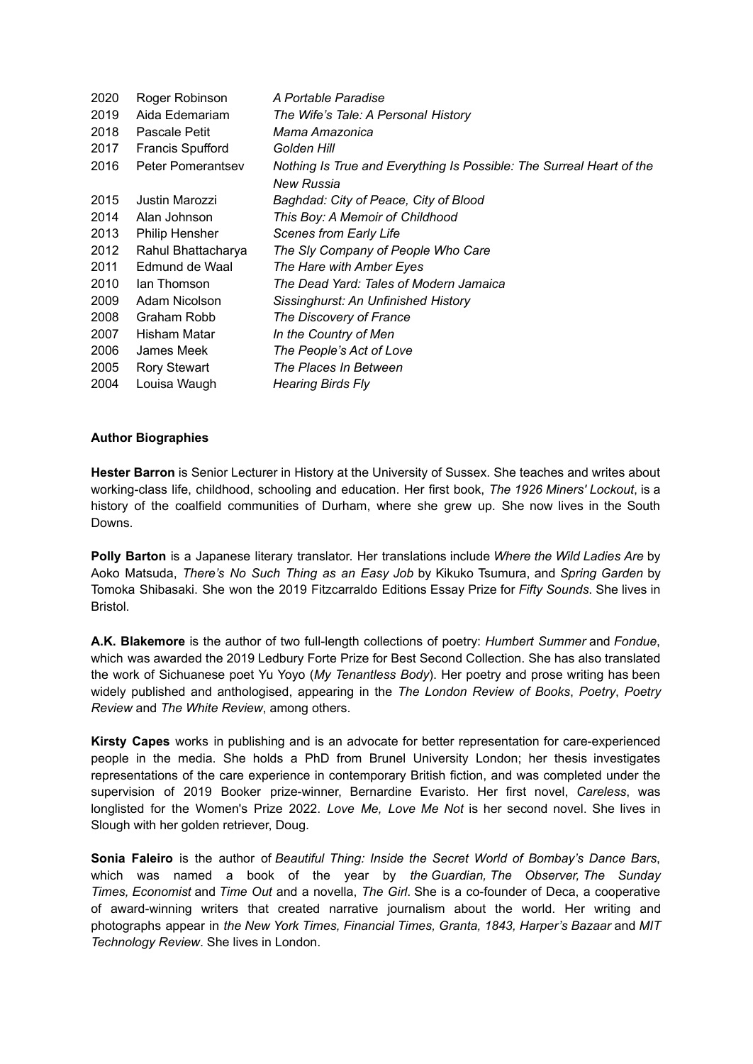| | | |
|---|---|---|
| 2020 | Roger Robinson | *A Portable Paradise* |
| 2019 | Aida Edemariam | *The Wife's Tale: A Personal History* |
| 2018 | Pascale Petit | *Mama Amazonica* |
| 2017 | Francis Spufford | *Golden Hill* |
| 2016 | Peter Pomerantsev | *Nothing Is True and Everything Is Possible: The Surreal Heart of the New Russia* |
| 2015 | Justin Marozzi | *Baghdad: City of Peace, City of Blood* |
| 2014 | Alan Johnson | *This Boy: A Memoir of Childhood* |
| 2013 | Philip Hensher | *Scenes from Early Life* |
| 2012 | Rahul Bhattacharya | *The Sly Company of People Who Care* |
| 2011 | Edmund de Waal | *The Hare with Amber Eyes* |
| 2010 | Ian Thomson | *The Dead Yard: Tales of Modern Jamaica* |
| 2009 | Adam Nicolson | *Sissinghurst: An Unfinished History* |
| 2008 | Graham Robb | *The Discovery of France* |
| 2007 | Hisham Matar | *In the Country of Men* |
| 2006 | James Meek | *The People's Act of Love* |
| 2005 | Rory Stewart | *The Places In Between* |
| 2004 | Louisa Waugh | *Hearing Birds Fly* |

**Author Biographies**

**Hester Barron** is Senior Lecturer in History at the University of Sussex. She teaches and writes about working-class life, childhood, schooling and education. Her first book, *The 1926 Miners' Lockout*, is a history of the coalfield communities of Durham, where she grew up. She now lives in the South Downs.

**Polly Barton** is a Japanese literary translator. Her translations include *Where the Wild Ladies Are* by Aoko Matsuda, *There's No Such Thing as an Easy Job* by Kikuko Tsumura, and *Spring Garden* by Tomoka Shibasaki. She won the 2019 Fitzcarraldo Editions Essay Prize for *Fifty Sounds*. She lives in Bristol.

**A.K. Blakemore** is the author of two full-length collections of poetry: *Humbert Summer* and *Fondue*, which was awarded the 2019 Ledbury Forte Prize for Best Second Collection. She has also translated the work of Sichuanese poet Yu Yoyo (*My Tenantless Body*). Her poetry and prose writing has been widely published and anthologised, appearing in the *The London Review of Books*, *Poetry*, *Poetry Review* and *The White Review*, among others.

**Kirsty Capes** works in publishing and is an advocate for better representation for care-experienced people in the media. She holds a PhD from Brunel University London; her thesis investigates representations of the care experience in contemporary British fiction, and was completed under the supervision of 2019 Booker prize-winner, Bernardine Evaristo. Her first novel, *Careless*, was longlisted for the Women's Prize 2022. *Love Me, Love Me Not* is her second novel. She lives in Slough with her golden retriever, Doug.

**Sonia Faleiro** is the author of *Beautiful Thing: Inside the Secret World of Bombay's Dance Bars*, which was named a book of the year by *the Guardian, The Observer, The Sunday Times, Economist* and *Time Out* and a novella, *The Girl*. She is a co-founder of Deca, a cooperative of award-winning writers that created narrative journalism about the world. Her writing and photographs appear in *the New York Times, Financial Times, Granta, 1843, Harper's Bazaar* and *MIT Technology Review*. She lives in London.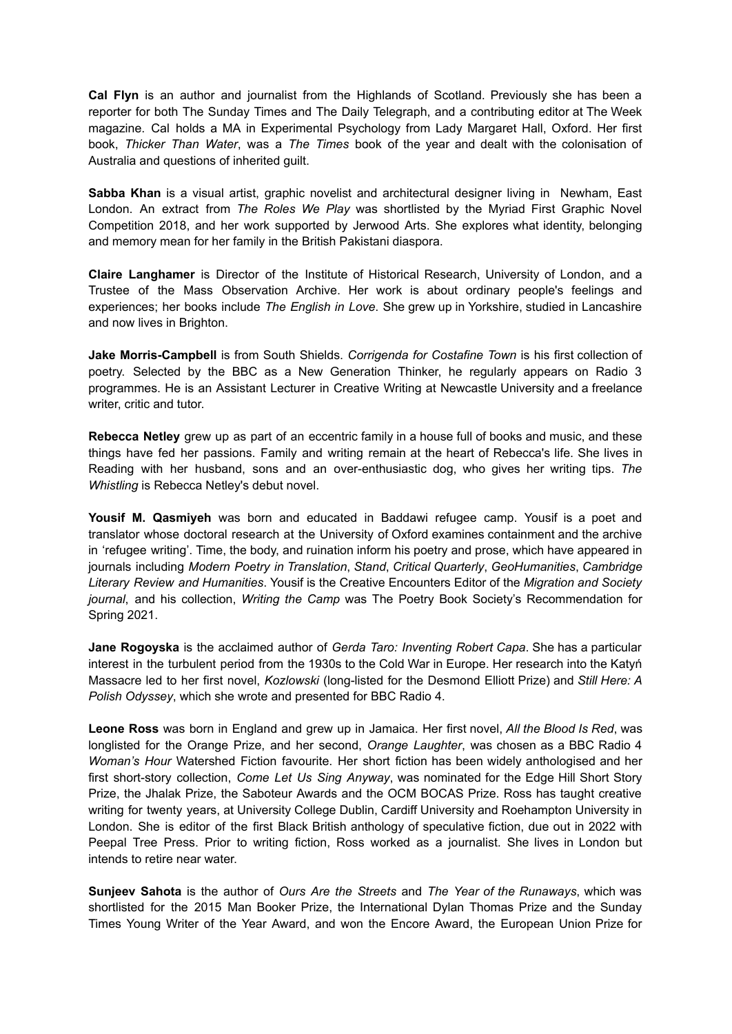**Cal Flyn** is an author and journalist from the Highlands of Scotland. Previously she has been a reporter for both The Sunday Times and The Daily Telegraph, and a contributing editor at The Week magazine. Cal holds a MA in Experimental Psychology from Lady Margaret Hall, Oxford. Her first book, *Thicker Than Water*, was a *The Times* book of the year and dealt with the colonisation of Australia and questions of inherited guilt.

**Sabba Khan** is a visual artist, graphic novelist and architectural designer living in Newham, East London. An extract from *The Roles We Play* was shortlisted by the Myriad First Graphic Novel Competition 2018, and her work supported by Jerwood Arts. She explores what identity, belonging and memory mean for her family in the British Pakistani diaspora.

**Claire Langhamer** is Director of the Institute of Historical Research, University of London, and a Trustee of the Mass Observation Archive. Her work is about ordinary people's feelings and experiences; her books include *The English in Love.* She grew up in Yorkshire, studied in Lancashire and now lives in Brighton.

**Jake Morris-Campbell** is from South Shields. *Corrigenda for Costafine Town* is his first collection of poetry. Selected by the BBC as a New Generation Thinker, he regularly appears on Radio 3 programmes. He is an Assistant Lecturer in Creative Writing at Newcastle University and a freelance writer, critic and tutor.

**Rebecca Netley** grew up as part of an eccentric family in a house full of books and music, and these things have fed her passions. Family and writing remain at the heart of Rebecca's life. She lives in Reading with her husband, sons and an over-enthusiastic dog, who gives her writing tips. *The Whistling* is Rebecca Netley's debut novel.

**Yousif M. Qasmiyeh** was born and educated in Baddawi refugee camp. Yousif is a poet and translator whose doctoral research at the University of Oxford examines containment and the archive in 'refugee writing'. Time, the body, and ruination inform his poetry and prose, which have appeared in journals including *Modern Poetry in Translation*, *Stand*, *Critical Quarterly*, *GeoHumanities*, *Cambridge Literary Review and Humanities*. Yousif is the Creative Encounters Editor of the *Migration and Society journal*, and his collection, *Writing the Camp* was The Poetry Book Society's Recommendation for Spring 2021.

**Jane Rogoyska** is the acclaimed author of *Gerda Taro: Inventing Robert Capa*. She has a particular interest in the turbulent period from the 1930s to the Cold War in Europe. Her research into the Katyń Massacre led to her first novel, *Kozlowski* (long-listed for the Desmond Elliott Prize) and *Still Here: A Polish Odyssey*, which she wrote and presented for BBC Radio 4.

**Leone Ross** was born in England and grew up in Jamaica. Her first novel, *All the Blood Is Red*, was longlisted for the Orange Prize, and her second, *Orange Laughter*, was chosen as a BBC Radio 4 *Woman's Hour* Watershed Fiction favourite. Her short fiction has been widely anthologised and her first short-story collection, *Come Let Us Sing Anyway*, was nominated for the Edge Hill Short Story Prize, the Jhalak Prize, the Saboteur Awards and the OCM BOCAS Prize. Ross has taught creative writing for twenty years, at University College Dublin, Cardiff University and Roehampton University in London. She is editor of the first Black British anthology of speculative fiction, due out in 2022 with Peepal Tree Press. Prior to writing fiction, Ross worked as a journalist. She lives in London but intends to retire near water.

**Sunjeev Sahota** is the author of *Ours Are the Streets* and *The Year of the Runaways*, which was shortlisted for the 2015 Man Booker Prize, the International Dylan Thomas Prize and the Sunday Times Young Writer of the Year Award, and won the Encore Award, the European Union Prize for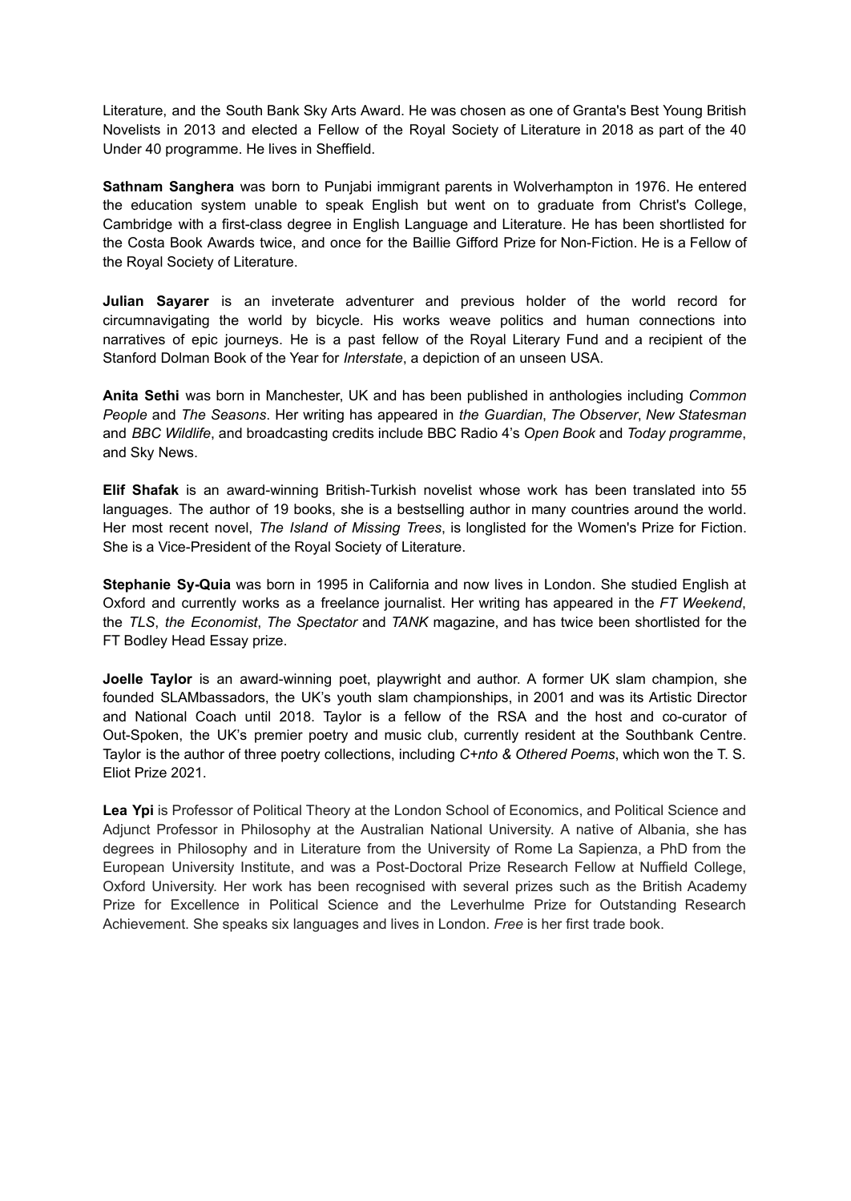Literature, and the South Bank Sky Arts Award. He was chosen as one of Granta's Best Young British Novelists in 2013 and elected a Fellow of the Royal Society of Literature in 2018 as part of the 40 Under 40 programme. He lives in Sheffield.

**Sathnam Sanghera** was born to Punjabi immigrant parents in Wolverhampton in 1976. He entered the education system unable to speak English but went on to graduate from Christ's College, Cambridge with a first-class degree in English Language and Literature. He has been shortlisted for the Costa Book Awards twice, and once for the Baillie Gifford Prize for Non-Fiction. He is a Fellow of the Royal Society of Literature.

**Julian Sayarer** is an inveterate adventurer and previous holder of the world record for circumnavigating the world by bicycle. His works weave politics and human connections into narratives of epic journeys. He is a past fellow of the Royal Literary Fund and a recipient of the Stanford Dolman Book of the Year for *Interstate*, a depiction of an unseen USA.

**Anita Sethi** was born in Manchester, UK and has been published in anthologies including *Common People* and *The Seasons*. Her writing has appeared in *the Guardian*, *The Observer*, *New Statesman* and *BBC Wildlife*, and broadcasting credits include BBC Radio 4's *Open Book* and *Today programme*, and Sky News.

**Elif Shafak** is an award-winning British-Turkish novelist whose work has been translated into 55 languages. The author of 19 books, she is a bestselling author in many countries around the world. Her most recent novel, *The Island of Missing Trees*, is longlisted for the Women's Prize for Fiction. She is a Vice-President of the Royal Society of Literature.

**Stephanie Sy-Quia** was born in 1995 in California and now lives in London. She studied English at Oxford and currently works as a freelance journalist. Her writing has appeared in the *FT Weekend*, the *TLS*, *the Economist*, *The Spectator* and *TANK* magazine, and has twice been shortlisted for the FT Bodley Head Essay prize.

**Joelle Taylor** is an award-winning poet, playwright and author. A former UK slam champion, she founded SLAMbassadors, the UK's youth slam championships, in 2001 and was its Artistic Director and National Coach until 2018. Taylor is a fellow of the RSA and the host and co-curator of Out-Spoken, the UK's premier poetry and music club, currently resident at the Southbank Centre. Taylor is the author of three poetry collections, including *C+nto & Othered Poems*, which won the T. S. Eliot Prize 2021.

**Lea Ypi** is Professor of Political Theory at the London School of Economics, and Political Science and Adjunct Professor in Philosophy at the Australian National University. A native of Albania, she has degrees in Philosophy and in Literature from the University of Rome La Sapienza, a PhD from the European University Institute, and was a Post-Doctoral Prize Research Fellow at Nuffield College, Oxford University. Her work has been recognised with several prizes such as the British Academy Prize for Excellence in Political Science and the Leverhulme Prize for Outstanding Research Achievement. She speaks six languages and lives in London. *Free* is her first trade book.